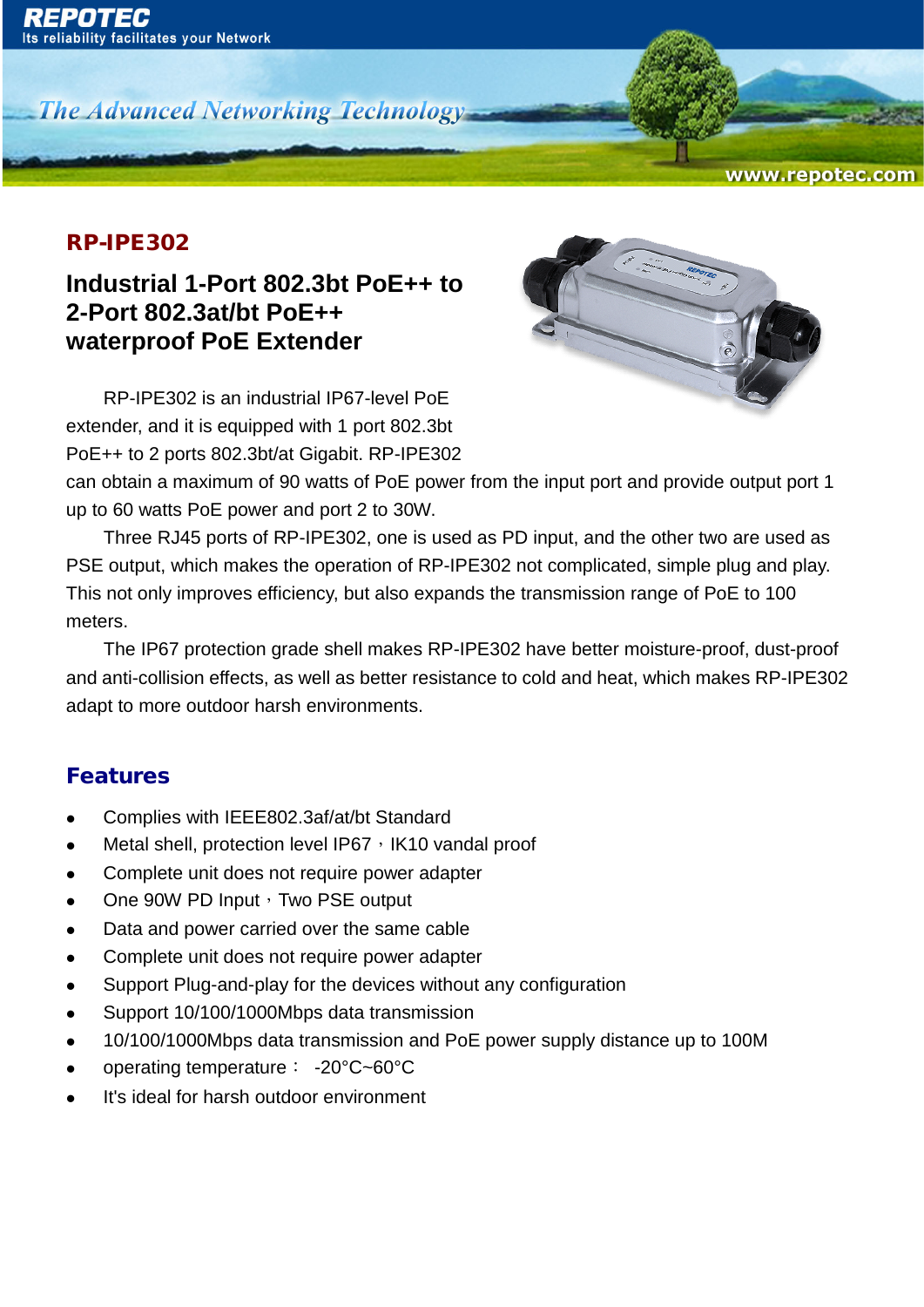## RP-IPE302

# Industrial 1-Port 802.3bt PoE++ to 2-Port 802.3at/bt PoE++ waterproof PoE Extender

RP-IPE302 is an industrial IP67-level PoE extender, and it is equipped with 1 port 802.3bt PoE++ to 2 ports 802.3bt/at Gigabit. RP-IPE302 can obtain a maximum of 90 watts of PoE power from the input port and provide output port 1 up to 60 watts PoE power and port 2 to 30W.

Three RJ45 ports of RP-IPE302, one is used as PD input, and the other two are used as PSE output, which makes the operation of RP-IPE302 not complicated, simple plug and play. This not only improves efficiency, but also expands the transmission range of PoE to 100 meters.

The IP67 protection grade shell makes RP-IPE302 have better moisture-proof, dust-proof and anti-collision effects, as well as better resistance to cold and heat, which makes RP-IPE302 adapt to more outdoor harsh environments.

## Features

- Complies with IEEE802.3af/at/bt Standard
- Metal shell, protection level IP67，IK10 vandal proof
- Complete unit does not require power adapter
- One 90W PD Input，Two PSE output
- Data and power carried over the same cable
- Complete unit does not require power adapter
- Support Plug-and-play for the devices without any configuration
- Support 10/100/1000Mbps data transmission
- 10/100/1000Mbps data transmission and PoE power supply distance up to 100M
- operating temperature： -20°C~60°C
- It's ideal for harsh outdoor environment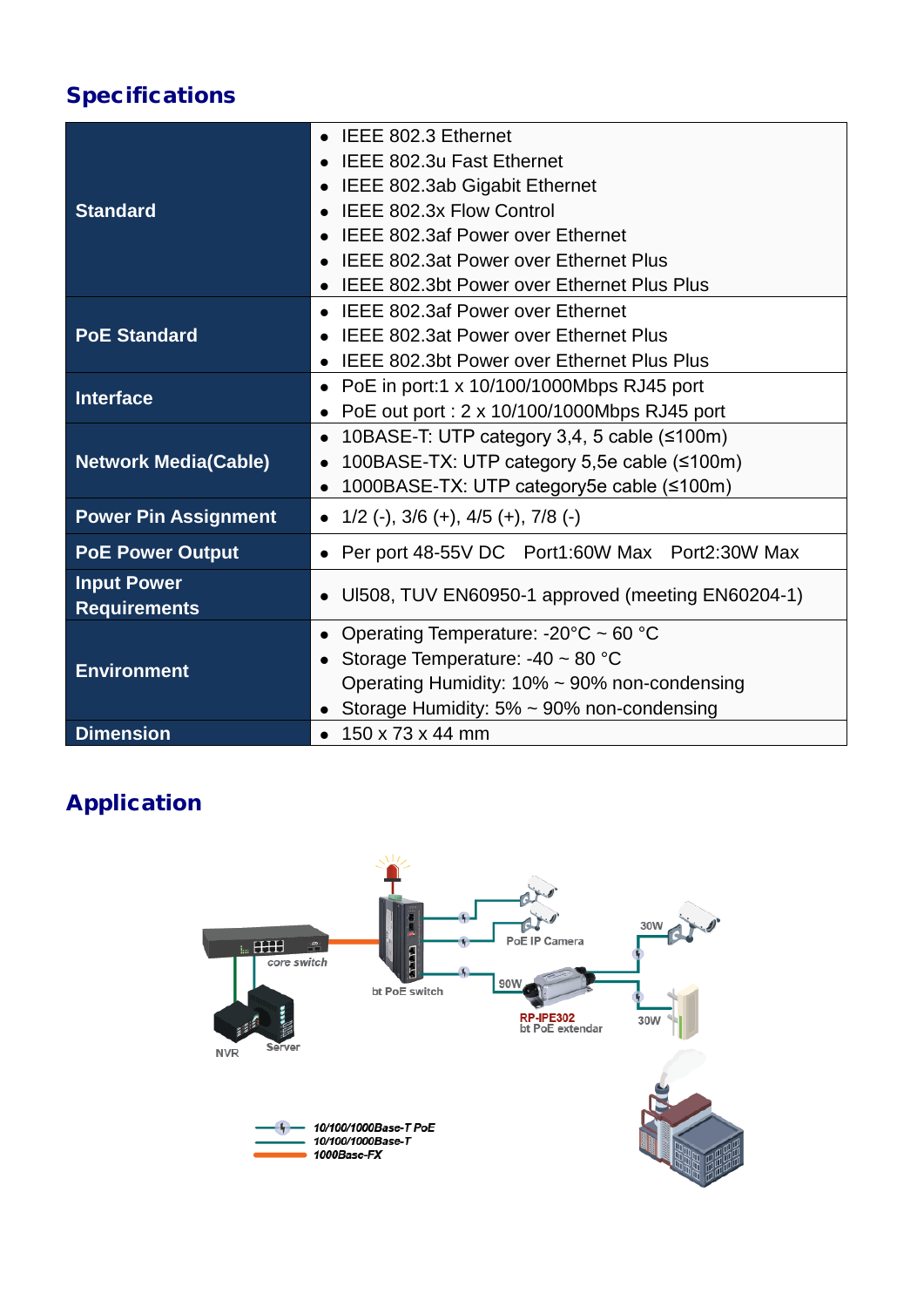## Specifications

| | |
|---|---|
| **Standard** | • IEEE 802.3 Ethernet<br>• IEEE 802.3u Fast Ethernet<br>• IEEE 802.3ab Gigabit Ethernet<br>• IEEE 802.3x Flow Control<br>• IEEE 802.3af Power over Ethernet<br>• IEEE 802.3at Power over Ethernet Plus<br>• IEEE 802.3bt Power over Ethernet Plus Plus |
| **PoE Standard** | • IEEE 802.3af Power over Ethernet<br>• IEEE 802.3at Power over Ethernet Plus<br>• IEEE 802.3bt Power over Ethernet Plus Plus |
| **Interface** | • PoE in port:1 x 10/100/1000Mbps RJ45 port<br>• PoE out port : 2 x 10/100/1000Mbps RJ45 port |
| **Network Media(Cable)** | • 10BASE-T: UTP category 3,4, 5 cable (≤100m)<br>• 100BASE-TX: UTP category 5,5e cable (≤100m)<br>• 1000BASE-TX: UTP category5e cable (≤100m) |
| **Power Pin Assignment** | • 1/2 (-), 3/6 (+), 4/5 (+), 7/8 (-) |
| **PoE Power Output** | • Per port 48-55V DC Port1:60W Max Port2:30W Max |
| **Input Power Requirements** | • Ul508, TUV EN60950-1 approved (meeting EN60204-1) |
| **Environment** | • Operating Temperature: -20°C ~ 60 °C<br>• Storage Temperature: -40 ~ 80 °C<br>Operating Humidity: 10% ~ 90% non-condensing<br>• Storage Humidity: 5% ~ 90% non-condensing |
| **Dimension** | • 150 x 73 x 44 mm |

## Application

core switch

NVR

Server

bt PoE switch

PoE IP Camera

90W

30W

30W

RP-IPE302
bt PoE extendar

10/100/1000Base-T PoE
10/100/1000Base-T
1000Base-FX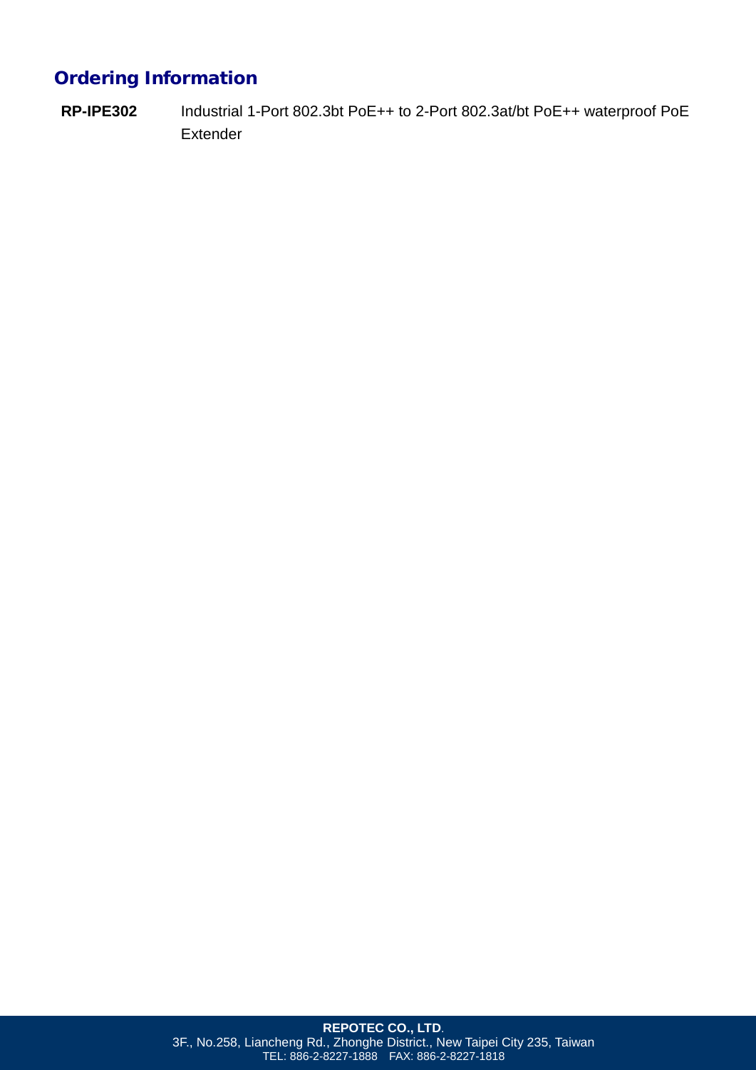## Ordering Information

| | |
|---|---|
| **RP-IPE302** | Industrial 1-Port 802.3bt PoE++ to 2-Port 802.3at/bt PoE++ waterproof PoE Extender |